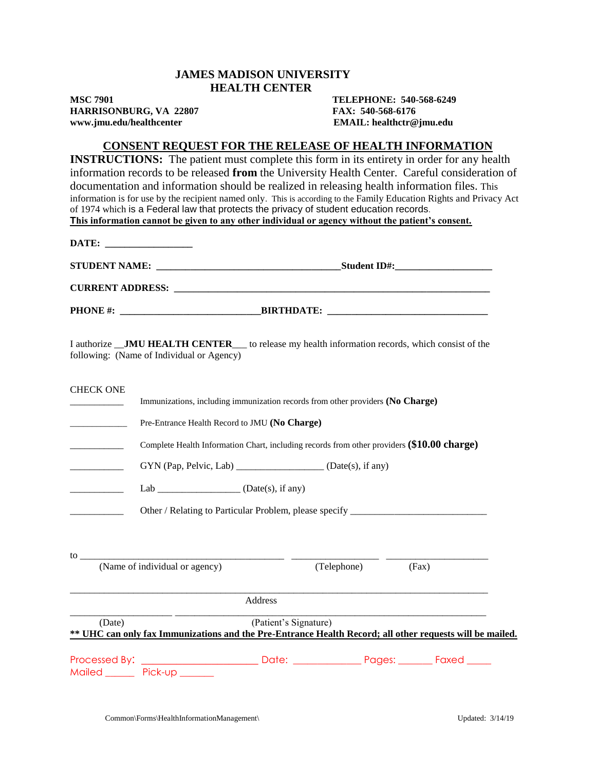# JAMES MADISON UNIVERSITY
## HEALTH CENTER

**MSC 7901**
**HARRISONBURG, VA 22807**
**www.jmu.edu/healthcenter**

**TELEPHONE: 540-568-6249**
**FAX: 540-568-6176**
**EMAIL: healthctr@jmu.edu**

## CONSENT REQUEST FOR THE RELEASE OF HEALTH INFORMATION

**INSTRUCTIONS:** The patient must complete this form in its entirety in order for any health information records to be released **from** the University Health Center. Careful consideration of documentation and information should be realized in releasing health information files. This information is for use by the recipient named only. This is according to the Family Education Rights and Privacy Act of 1974 which is a Federal law that protects the privacy of student education records.
**This information cannot be given to any other individual or agency without the patient's consent.**

**DATE:** ___________________

**STUDENT NAME:** ______________________________________**Student ID#:**____________________

**CURRENT ADDRESS:** _________________________________________________________________

**PHONE #:** _____________________________**BIRTHDATE:** _________________________________

I authorize __**JMU HEALTH CENTER**___ to release my health information records, which consist of the following: (Name of Individual or Agency)

CHECK ONE

___________ Immunizations, including immunization records from other providers **(No Charge)**

____________ Pre-Entrance Health Record to JMU **(No Charge)**

___________ Complete Health Information Chart, including records from other providers **($10.00 charge)**

___________ GYN (Pap, Pelvic, Lab) __________________ (Date(s), if any)

___________ Lab _________________ (Date(s), if any)

___________ Other / Relating to Particular Problem, please specify ____________________________

to __________________________________________ __________________ _____________________
(Name of individual or agency) (Telephone) (Fax)

_____________________________________________________________________________________
Address

_____________________ __________________________________________________________
(Date) (Patient's Signature)

**\*\* UHC can only fax Immunizations and the Pre-Entrance Health Record; all other requests will be mailed.**

Processed By: _______________________ Date: _____________ Pages: _______ Faxed _____
Mailed ______ Pick-up _______

Common\Forms\HealthInformationManagement\ Updated: 3/14/19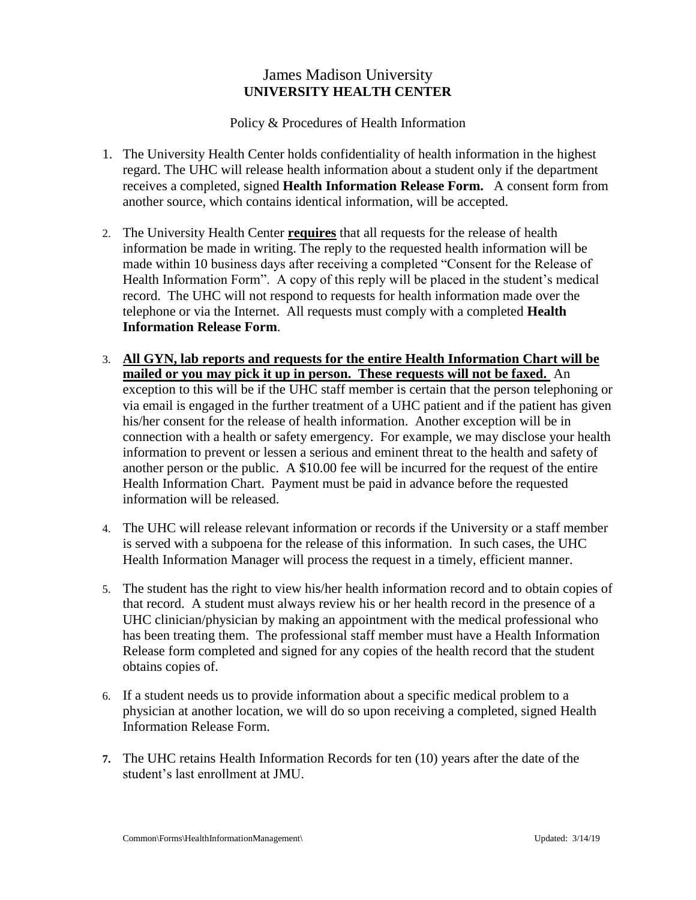# James Madison University
## UNIVERSITY HEALTH CENTER

Policy & Procedures of Health Information

1. The University Health Center holds confidentiality of health information in the highest regard. The UHC will release health information about a student only if the department receives a completed, signed **Health Information Release Form.** A consent form from another source, which contains identical information, will be accepted.

2. The University Health Center **requires** that all requests for the release of health information be made in writing. The reply to the requested health information will be made within 10 business days after receiving a completed "Consent for the Release of Health Information Form". A copy of this reply will be placed in the student's medical record. The UHC will not respond to requests for health information made over the telephone or via the Internet. All requests must comply with a completed **Health Information Release Form**.

3. **All GYN, lab reports and requests for the entire Health Information Chart will be mailed or you may pick it up in person. These requests will not be faxed.** An exception to this will be if the UHC staff member is certain that the person telephoning or via email is engaged in the further treatment of a UHC patient and if the patient has given his/her consent for the release of health information. Another exception will be in connection with a health or safety emergency. For example, we may disclose your health information to prevent or lessen a serious and eminent threat to the health and safety of another person or the public. A $10.00 fee will be incurred for the request of the entire Health Information Chart. Payment must be paid in advance before the requested information will be released.

4. The UHC will release relevant information or records if the University or a staff member is served with a subpoena for the release of this information. In such cases, the UHC Health Information Manager will process the request in a timely, efficient manner.

5. The student has the right to view his/her health information record and to obtain copies of that record. A student must always review his or her health record in the presence of a UHC clinician/physician by making an appointment with the medical professional who has been treating them. The professional staff member must have a Health Information Release form completed and signed for any copies of the health record that the student obtains copies of.

6. If a student needs us to provide information about a specific medical problem to a physician at another location, we will do so upon receiving a completed, signed Health Information Release Form.

7. The UHC retains Health Information Records for ten (10) years after the date of the student's last enrollment at JMU.

Common\Forms\HealthInformationManagement\ Updated: 3/14/19